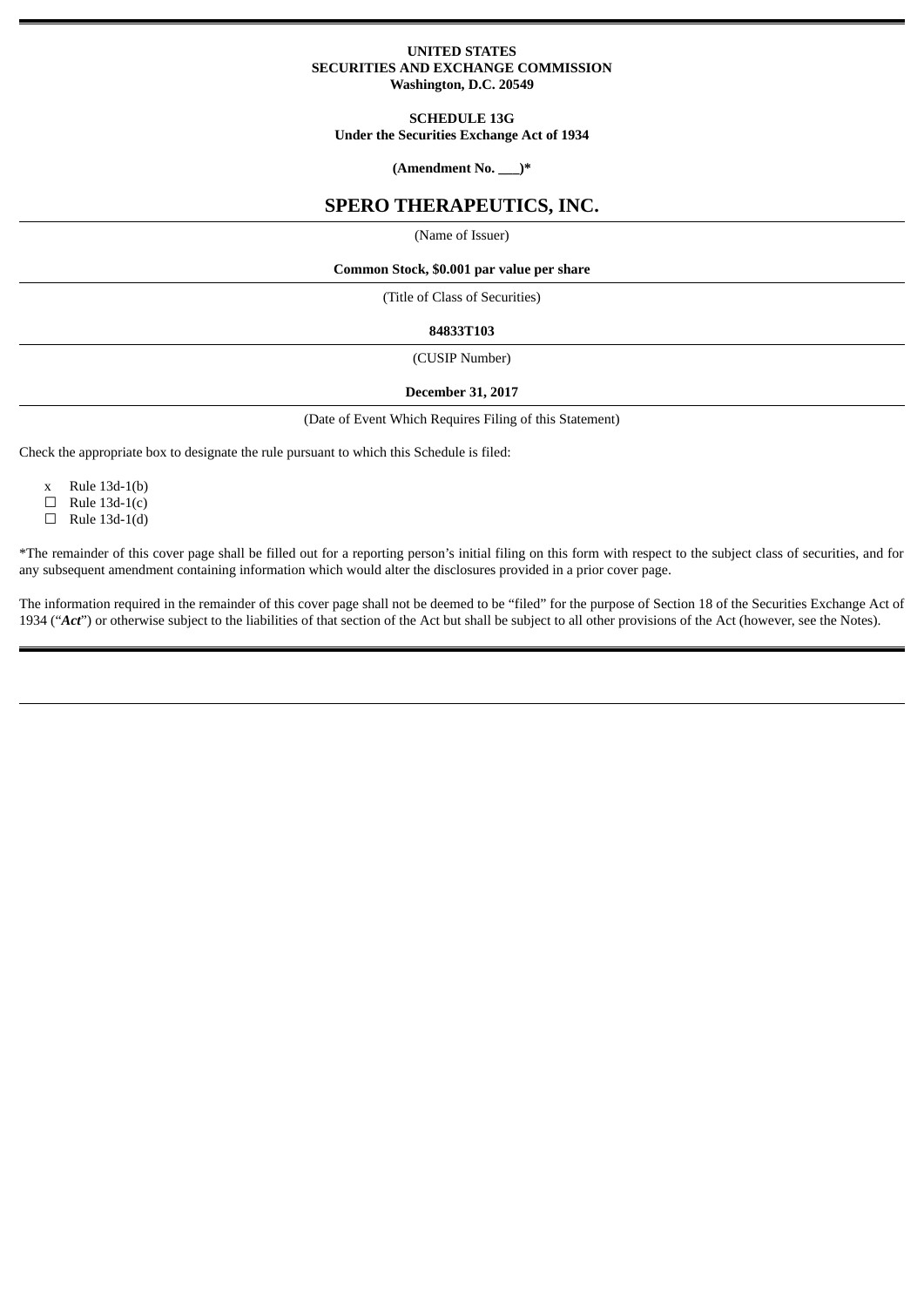**UNITED STATES**
**SECURITIES AND EXCHANGE COMMISSION**
**Washington, D.C. 20549**

**SCHEDULE 13G**
**Under the Securities Exchange Act of 1934**

**(Amendment No. ___)***

# SPERO THERAPEUTICS, INC.

(Name of Issuer)

**Common Stock, $0.001 par value per share**

(Title of Class of Securities)

**84833T103**

(CUSIP Number)

**December 31, 2017**

(Date of Event Which Requires Filing of this Statement)

Check the appropriate box to designate the rule pursuant to which this Schedule is filed:

x Rule 13d-1(b)
☐ Rule 13d-1(c)
☐ Rule 13d-1(d)

*The remainder of this cover page shall be filled out for a reporting person's initial filing on this form with respect to the subject class of securities, and for any subsequent amendment containing information which would alter the disclosures provided in a prior cover page.

The information required in the remainder of this cover page shall not be deemed to be "filed" for the purpose of Section 18 of the Securities Exchange Act of 1934 ("***Act***") or otherwise subject to the liabilities of that section of the Act but shall be subject to all other provisions of the Act (however, see the Notes).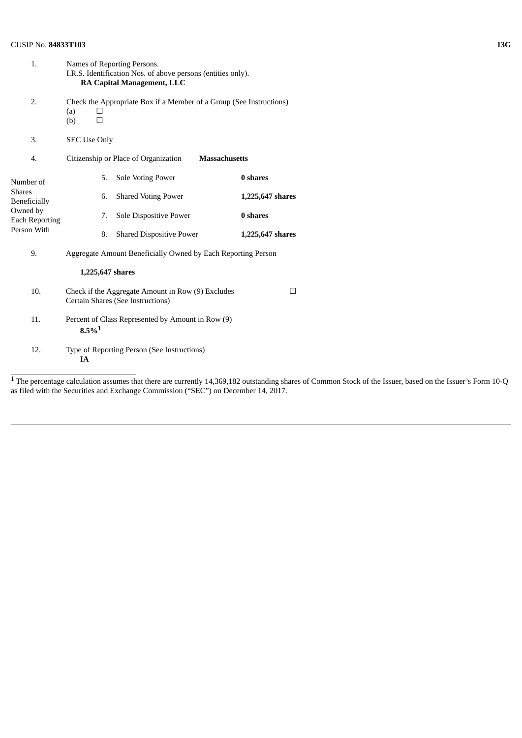CUSIP No. **84833T103** **13G**

| | | | |
|---|---|---|---|
| 1. | Names of Reporting Persons.<br>I.R.S. Identification Nos. of above persons (entities only).<br>**RA Capital Management, LLC** | | |
| 2. | Check the Appropriate Box if a Member of a Group (See Instructions)<br>(a) ☐<br>(b) ☐ | | |
| 3. | SEC Use Only | | |
| 4. | Citizenship or Place of Organization | **Massachusetts** | |
| Number of Shares Beneficially Owned by Each Reporting Person With | 5. | Sole Voting Power | **0 shares** |
| | 6. | Shared Voting Power | **1,225,647 shares** |
| | 7. | Sole Dispositive Power | **0 shares** |
| | 8. | Shared Dispositive Power | **1,225,647 shares** |
| 9. | Aggregate Amount Beneficially Owned by Each Reporting Person<br>**1,225,647 shares** | | |
| 10. | Check if the Aggregate Amount in Row (9) Excludes Certain Shares (See Instructions) | ☐ | |
| 11. | Percent of Class Represented by Amount in Row (9)<br>**8.5%**[1] | | |
| 12. | Type of Reporting Person (See Instructions)<br>**IA** | | |

[1] The percentage calculation assumes that there are currently 14,369,182 outstanding shares of Common Stock of the Issuer, based on the Issuer's Form 10-Q as filed with the Securities and Exchange Commission ("SEC") on December 14, 2017.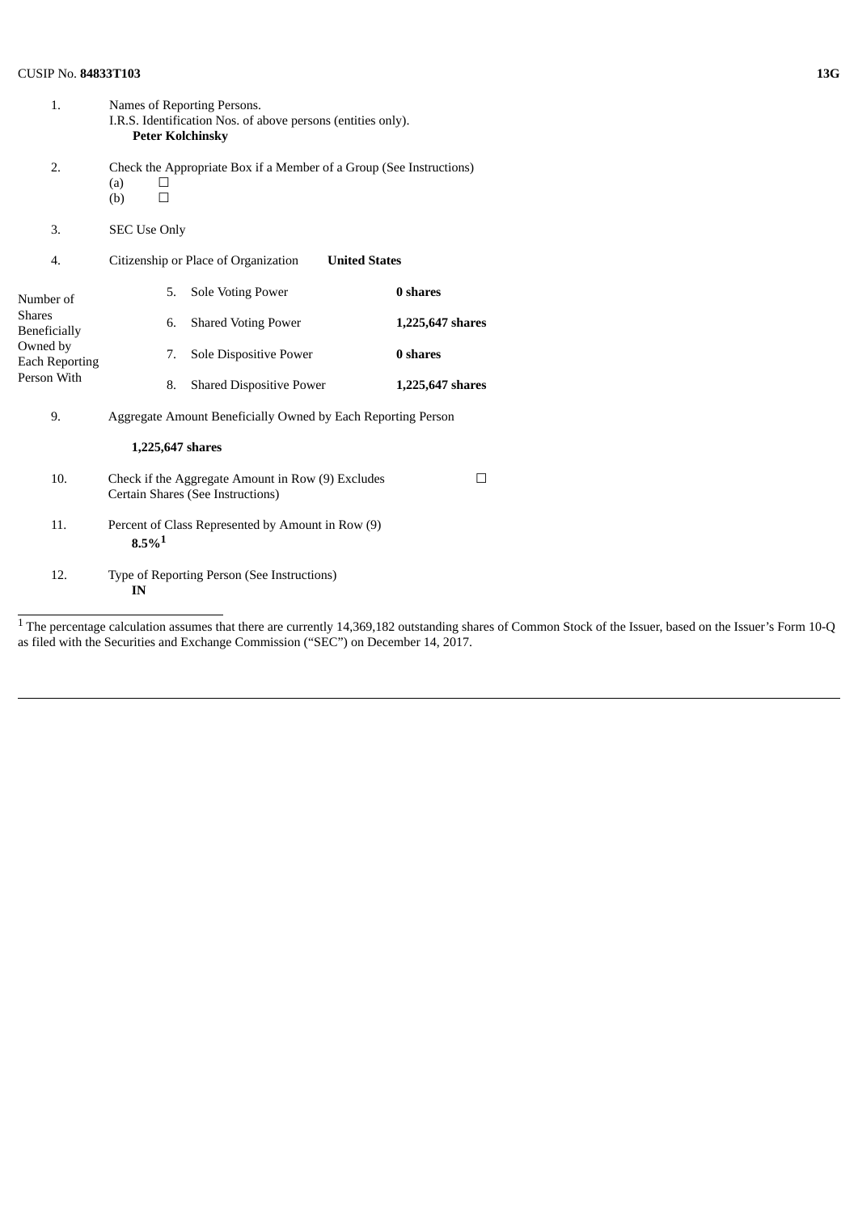CUSIP No. **84833T103** **13G**

| | | | |
|---|---|---|---|
| 1. | Names of Reporting Persons.<br>I.R.S. Identification Nos. of above persons (entities only).<br>**Peter Kolchinsky** | | |
| 2. | Check the Appropriate Box if a Member of a Group (See Instructions)<br>(a) ☐<br>(b) ☐ | | |
| 3. | SEC Use Only | | |
| 4. | Citizenship or Place of Organization | **United States** | |
| Number of Shares Beneficially Owned by Each Reporting Person With | 5. Sole Voting Power | **0 shares** | |
| | 6. Shared Voting Power | **1,225,647 shares** | |
| | 7. Sole Dispositive Power | **0 shares** | |
| | 8. Shared Dispositive Power | **1,225,647 shares** | |
| 9. | Aggregate Amount Beneficially Owned by Each Reporting Person<br>**1,225,647 shares** | | |
| 10. | Check if the Aggregate Amount in Row (9) Excludes Certain Shares (See Instructions) | | ☐ |
| 11. | Percent of Class Represented by Amount in Row (9)<br>**8.5%**[1] | | |
| 12. | Type of Reporting Person (See Instructions)<br>**IN** | | |

[1] The percentage calculation assumes that there are currently 14,369,182 outstanding shares of Common Stock of the Issuer, based on the Issuer's Form 10-Q as filed with the Securities and Exchange Commission ("SEC") on December 14, 2017.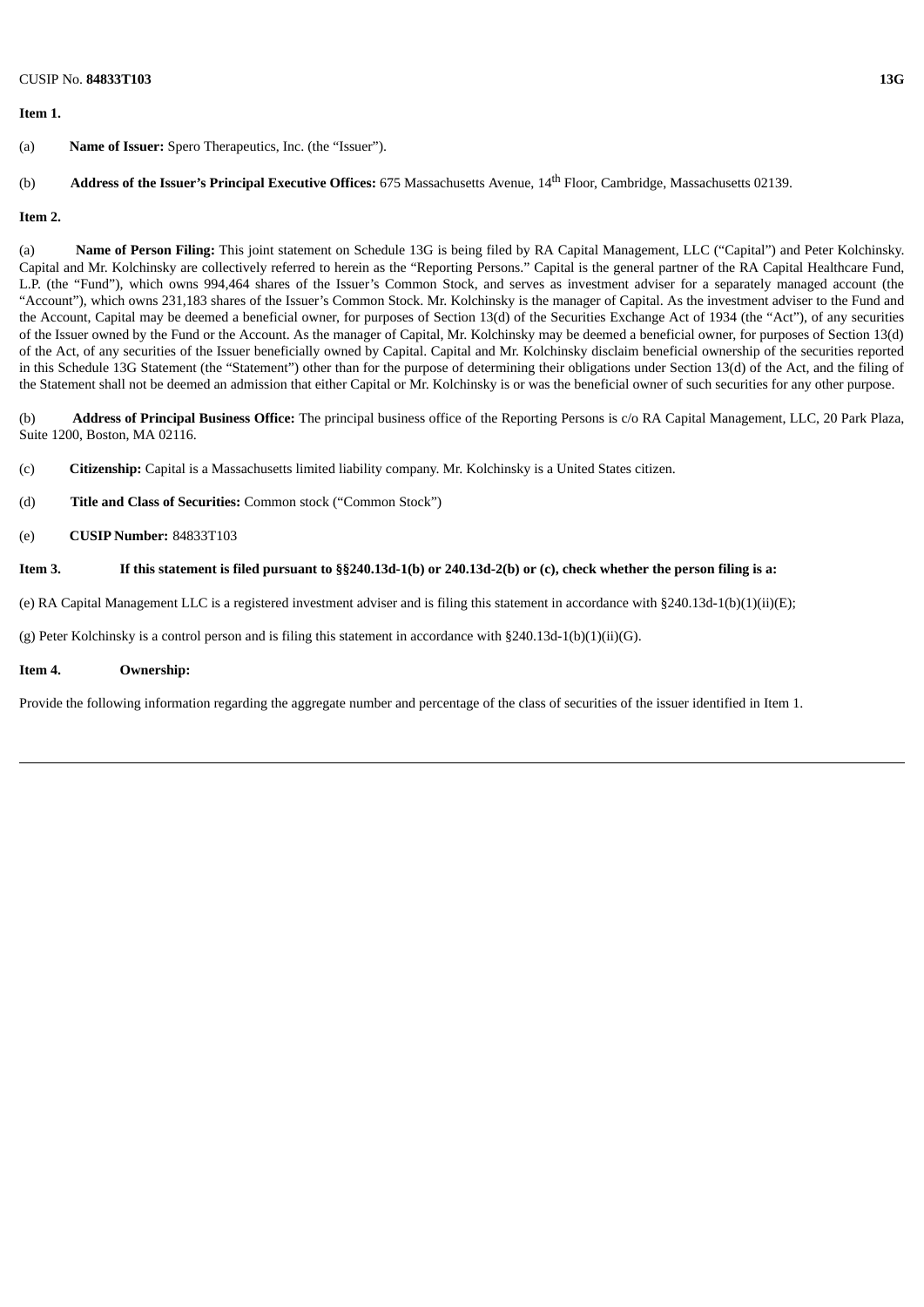**Item 1.**

(a) **Name of Issuer:** Spero Therapeutics, Inc. (the "Issuer").

(b) **Address of the Issuer's Principal Executive Offices:** 675 Massachusetts Avenue, 14th Floor, Cambridge, Massachusetts 02139.

**Item 2.**

(a) **Name of Person Filing:** This joint statement on Schedule 13G is being filed by RA Capital Management, LLC ("Capital") and Peter Kolchinsky. Capital and Mr. Kolchinsky are collectively referred to herein as the "Reporting Persons." Capital is the general partner of the RA Capital Healthcare Fund, L.P. (the "Fund"), which owns 994,464 shares of the Issuer's Common Stock, and serves as investment adviser for a separately managed account (the "Account"), which owns 231,183 shares of the Issuer's Common Stock. Mr. Kolchinsky is the manager of Capital. As the investment adviser to the Fund and the Account, Capital may be deemed a beneficial owner, for purposes of Section 13(d) of the Securities Exchange Act of 1934 (the "Act"), of any securities of the Issuer owned by the Fund or the Account. As the manager of Capital, Mr. Kolchinsky may be deemed a beneficial owner, for purposes of Section 13(d) of the Act, of any securities of the Issuer beneficially owned by Capital. Capital and Mr. Kolchinsky disclaim beneficial ownership of the securities reported in this Schedule 13G Statement (the "Statement") other than for the purpose of determining their obligations under Section 13(d) of the Act, and the filing of the Statement shall not be deemed an admission that either Capital or Mr. Kolchinsky is or was the beneficial owner of such securities for any other purpose.

(b) **Address of Principal Business Office:** The principal business office of the Reporting Persons is c/o RA Capital Management, LLC, 20 Park Plaza, Suite 1200, Boston, MA 02116.

(c) **Citizenship:** Capital is a Massachusetts limited liability company. Mr. Kolchinsky is a United States citizen.

(d) **Title and Class of Securities:** Common stock ("Common Stock")

(e) **CUSIP Number:** 84833T103

**Item 3. If this statement is filed pursuant to §§240.13d-1(b) or 240.13d-2(b) or (c), check whether the person filing is a:**

(e) RA Capital Management LLC is a registered investment adviser and is filing this statement in accordance with §240.13d-1(b)(1)(ii)(E);

(g) Peter Kolchinsky is a control person and is filing this statement in accordance with §240.13d-1(b)(1)(ii)(G).

**Item 4. Ownership:**

Provide the following information regarding the aggregate number and percentage of the class of securities of the issuer identified in Item 1.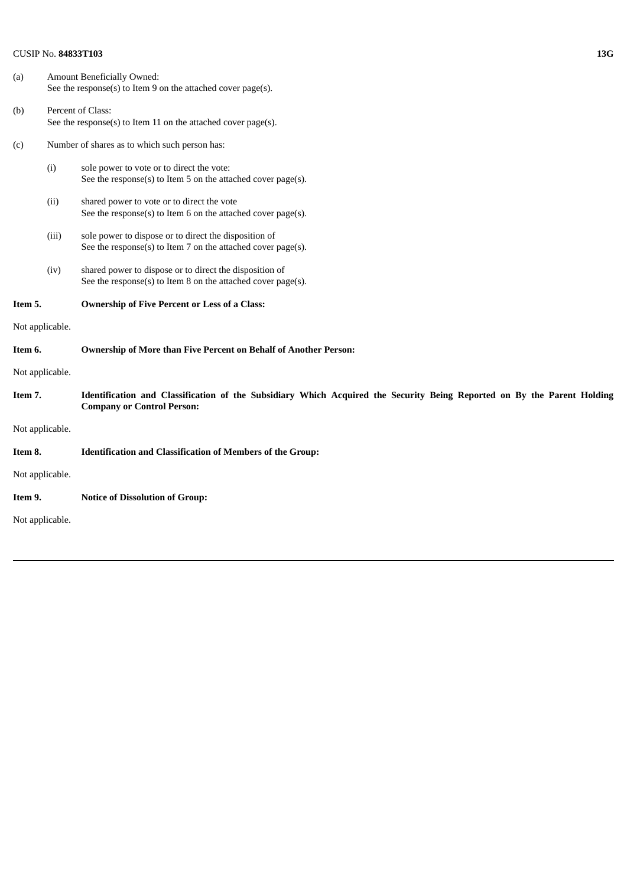(a) Amount Beneficially Owned:
See the response(s) to Item 9 on the attached cover page(s).

(b) Percent of Class:
See the response(s) to Item 11 on the attached cover page(s).

(c) Number of shares as to which such person has:

- (i) sole power to vote or to direct the vote:
See the response(s) to Item 5 on the attached cover page(s).

- (ii) shared power to vote or to direct the vote
See the response(s) to Item 6 on the attached cover page(s).

- (iii) sole power to dispose or to direct the disposition of
See the response(s) to Item 7 on the attached cover page(s).

- (iv) shared power to dispose or to direct the disposition of
See the response(s) to Item 8 on the attached cover page(s).

**Item 5. Ownership of Five Percent or Less of a Class:**

Not applicable.

**Item 6. Ownership of More than Five Percent on Behalf of Another Person:**

Not applicable.

**Item 7. Identification and Classification of the Subsidiary Which Acquired the Security Being Reported on By the Parent Holding Company or Control Person:**

Not applicable.

**Item 8. Identification and Classification of Members of the Group:**

Not applicable.

**Item 9. Notice of Dissolution of Group:**

Not applicable.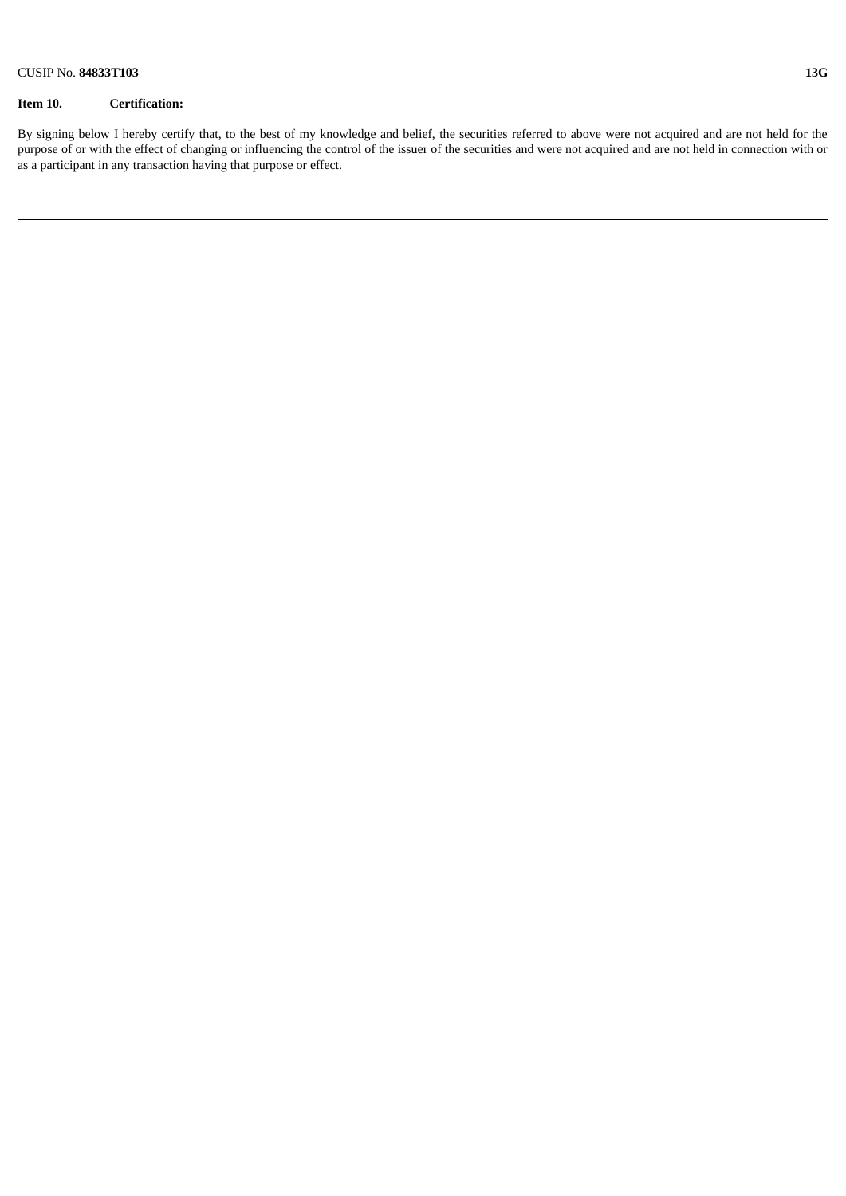**Item 10. Certification:**

By signing below I hereby certify that, to the best of my knowledge and belief, the securities referred to above were not acquired and are not held for the purpose of or with the effect of changing or influencing the control of the issuer of the securities and were not acquired and are not held in connection with or as a participant in any transaction having that purpose or effect.

---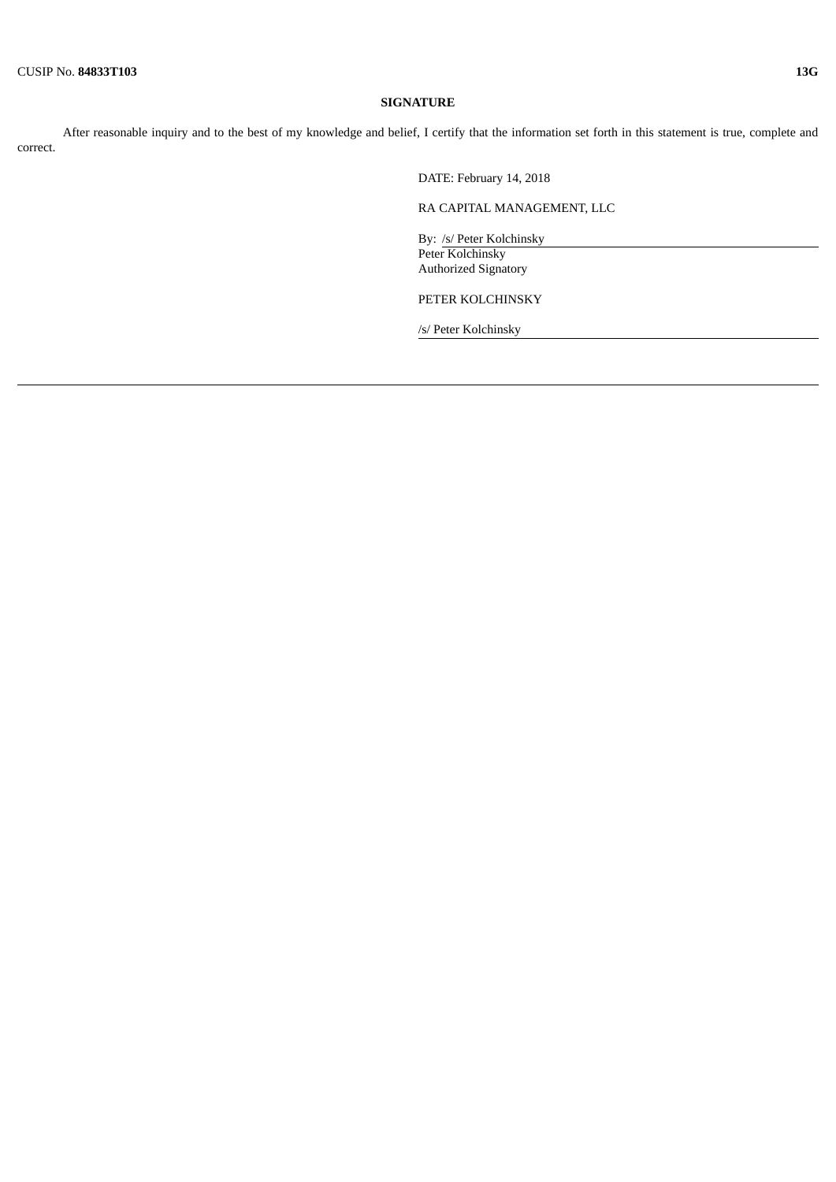## SIGNATURE

After reasonable inquiry and to the best of my knowledge and belief, I certify that the information set forth in this statement is true, complete and correct.

DATE: February 14, 2018

RA CAPITAL MANAGEMENT, LLC

By: /s/ Peter Kolchinsky
Peter Kolchinsky
Authorized Signatory

PETER KOLCHINSKY

/s/ Peter Kolchinsky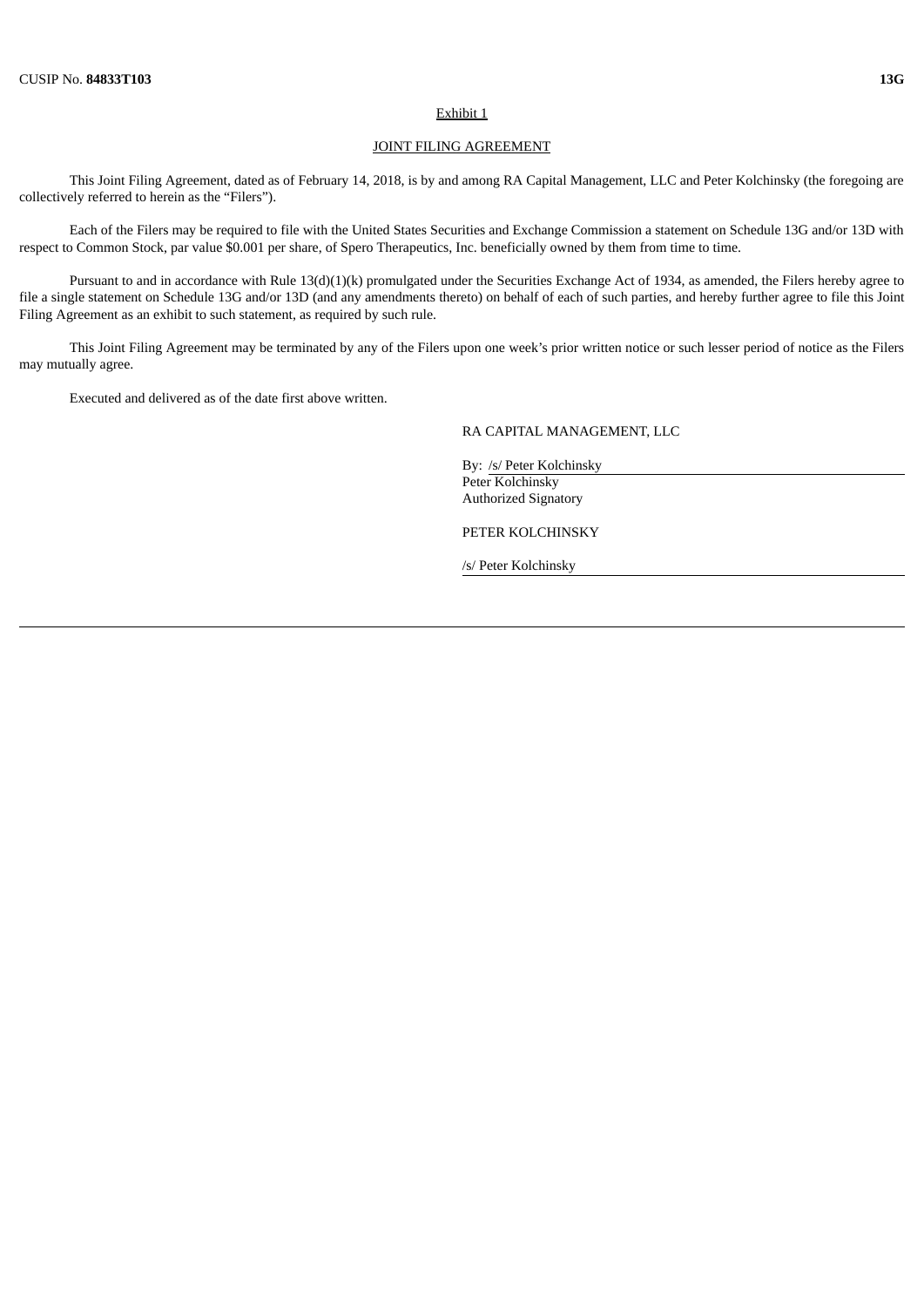Exhibit 1

JOINT FILING AGREEMENT

This Joint Filing Agreement, dated as of February 14, 2018, is by and among RA Capital Management, LLC and Peter Kolchinsky (the foregoing are collectively referred to herein as the "Filers").

Each of the Filers may be required to file with the United States Securities and Exchange Commission a statement on Schedule 13G and/or 13D with respect to Common Stock, par value $0.001 per share, of Spero Therapeutics, Inc. beneficially owned by them from time to time.

Pursuant to and in accordance with Rule 13(d)(1)(k) promulgated under the Securities Exchange Act of 1934, as amended, the Filers hereby agree to file a single statement on Schedule 13G and/or 13D (and any amendments thereto) on behalf of each of such parties, and hereby further agree to file this Joint Filing Agreement as an exhibit to such statement, as required by such rule.

This Joint Filing Agreement may be terminated by any of the Filers upon one week's prior written notice or such lesser period of notice as the Filers may mutually agree.

Executed and delivered as of the date first above written.

RA CAPITAL MANAGEMENT, LLC

By: /s/ Peter Kolchinsky
Peter Kolchinsky
Authorized Signatory

PETER KOLCHINSKY

/s/ Peter Kolchinsky